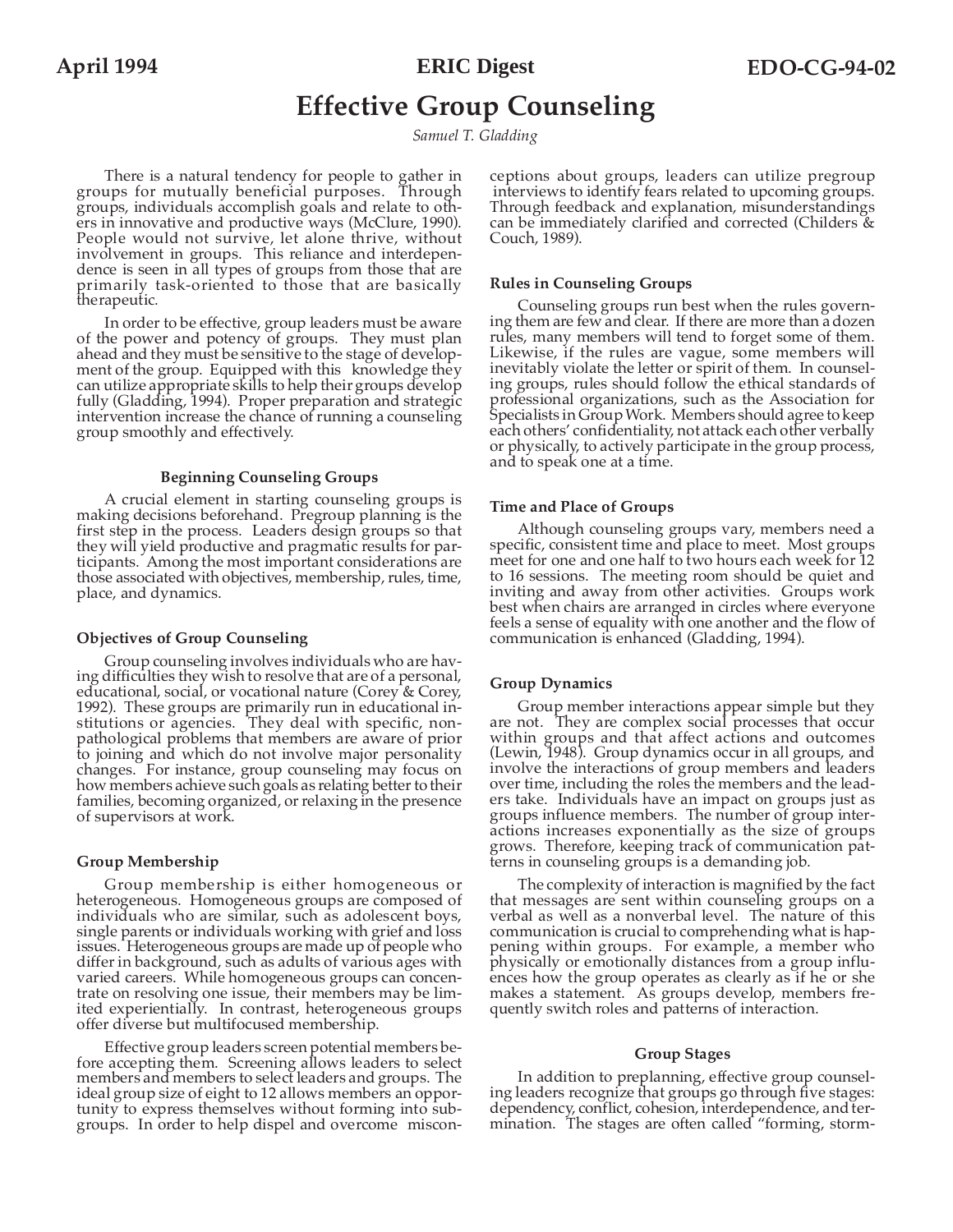April 1994 | ERIC Digest | EDO-CG-94-02

# Effective Group Counseling

*Samuel T. Gladding*

There is a natural tendency for people to gather in groups for mutually beneficial purposes. Through groups, individuals accomplish goals and relate to others in innovative and productive ways (McClure, 1990). People would not survive, let alone thrive, without involvement in groups. This reliance and interdependence is seen in all types of groups from those that are primarily task-oriented to those that are basically therapeutic.

In order to be effective, group leaders must be aware of the power and potency of groups. They must plan ahead and they must be sensitive to the stage of development of the group. Equipped with this knowledge they can utilize appropriate skills to help their groups develop fully (Gladding, 1994). Proper preparation and strategic intervention increase the chance of running a counseling group smoothly and effectively.

## Beginning Counseling Groups

A crucial element in starting counseling groups is making decisions beforehand. Pregroup planning is the first step in the process. Leaders design groups so that they will yield productive and pragmatic results for participants. Among the most important considerations are those associated with objectives, membership, rules, time, place, and dynamics.

### Objectives of Group Counseling

Group counseling involves individuals who are having difficulties they wish to resolve that are of a personal, educational, social, or vocational nature (Corey & Corey, 1992). These groups are primarily run in educational institutions or agencies. They deal with specific, nonpathological problems that members are aware of prior to joining and which do not involve major personality changes. For instance, group counseling may focus on how members achieve such goals as relating better to their families, becoming organized, or relaxing in the presence of supervisors at work.

### Group Membership

Group membership is either homogeneous or heterogeneous. Homogeneous groups are composed of individuals who are similar, such as adolescent boys, single parents or individuals working with grief and loss issues. Heterogeneous groups are made up of people who differ in background, such as adults of various ages with varied careers. While homogeneous groups can concentrate on resolving one issue, their members may be limited experientially. In contrast, heterogeneous groups offer diverse but multifocused membership.

Effective group leaders screen potential members before accepting them. Screening allows leaders to select members and members to select leaders and groups. The ideal group size of eight to 12 allows members an opportunity to express themselves without forming into subgroups. In order to help dispel and overcome misconceptions about groups, leaders can utilize pregroup interviews to identify fears related to upcoming groups. Through feedback and explanation, misunderstandings can be immediately clarified and corrected (Childers & Couch, 1989).

### Rules in Counseling Groups

Counseling groups run best when the rules governing them are few and clear. If there are more than a dozen rules, many members will tend to forget some of them. Likewise, if the rules are vague, some members will inevitably violate the letter or spirit of them. In counseling groups, rules should follow the ethical standards of professional organizations, such as the Association for Specialists in Group Work. Members should agree to keep each others' confidentiality, not attack each other verbally or physically, to actively participate in the group process, and to speak one at a time.

### Time and Place of Groups

Although counseling groups vary, members need a specific, consistent time and place to meet. Most groups meet for one and one half to two hours each week for 12 to 16 sessions. The meeting room should be quiet and inviting and away from other activities. Groups work best when chairs are arranged in circles where everyone feels a sense of equality with one another and the flow of communication is enhanced (Gladding, 1994).

### Group Dynamics

Group member interactions appear simple but they are not. They are complex social processes that occur within groups and that affect actions and outcomes (Lewin, 1948). Group dynamics occur in all groups, and involve the interactions of group members and leaders over time, including the roles the members and the leaders take. Individuals have an impact on groups just as groups influence members. The number of group interactions increases exponentially as the size of groups grows. Therefore, keeping track of communication patterns in counseling groups is a demanding job.

The complexity of interaction is magnified by the fact that messages are sent within counseling groups on a verbal as well as a nonverbal level. The nature of this communication is crucial to comprehending what is happening within groups. For example, a member who physically or emotionally distances from a group influences how the group operates as clearly as if he or she makes a statement. As groups develop, members frequently switch roles and patterns of interaction.

## Group Stages

In addition to preplanning, effective group counseling leaders recognize that groups go through five stages: dependency, conflict, cohesion, interdependence, and termination. The stages are often called "forming, storm-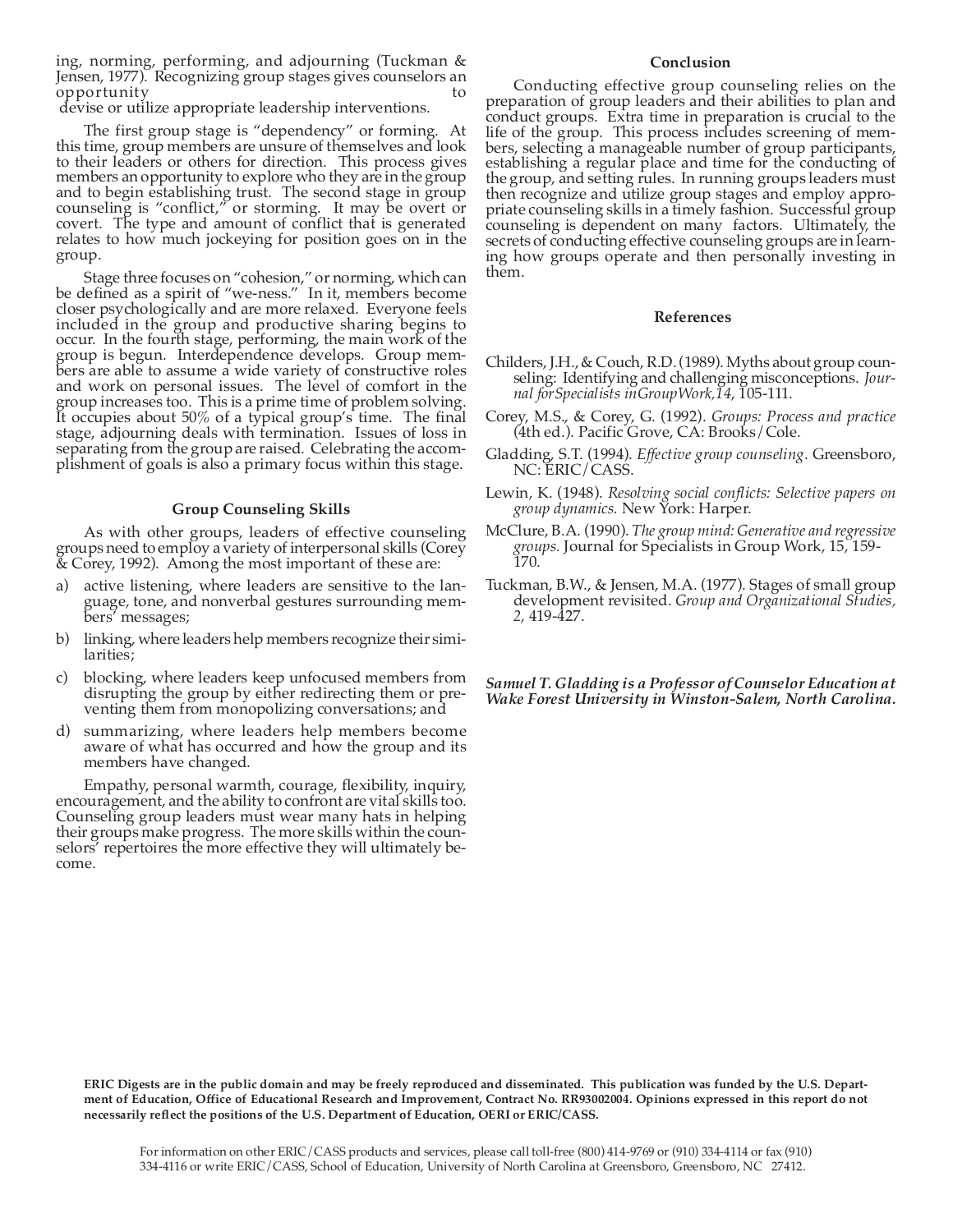ing, norming, performing, and adjourning (Tuckman & Jensen, 1977). Recognizing group stages gives counselors an opportunity to devise or utilize appropriate leadership interventions.

The first group stage is "dependency" or forming. At this time, group members are unsure of themselves and look to their leaders or others for direction. This process gives members an opportunity to explore who they are in the group and to begin establishing trust. The second stage in group counseling is "conflict," or storming. It may be overt or covert. The type and amount of conflict that is generated relates to how much jockeying for position goes on in the group.

Stage three focuses on "cohesion," or norming, which can be defined as a spirit of "we-ness." In it, members become closer psychologically and are more relaxed. Everyone feels included in the group and productive sharing begins to occur. In the fourth stage, performing, the main work of the group is begun. Interdependence develops. Group members are able to assume a wide variety of constructive roles and work on personal issues. The level of comfort in the group increases too. This is a prime time of problem solving. It occupies about 50% of a typical group's time. The final stage, adjourning deals with termination. Issues of loss in separating from the group are raised. Celebrating the accomplishment of goals is also a primary focus within this stage.

## Group Counseling Skills

As with other groups, leaders of effective counseling groups need to employ a variety of interpersonal skills (Corey & Corey, 1992). Among the most important of these are:

a) active listening, where leaders are sensitive to the language, tone, and nonverbal gestures surrounding members' messages;

b) linking, where leaders help members recognize their similarities;

c) blocking, where leaders keep unfocused members from disrupting the group by either redirecting them or preventing them from monopolizing conversations; and

d) summarizing, where leaders help members become aware of what has occurred and how the group and its members have changed.

Empathy, personal warmth, courage, flexibility, inquiry, encouragement, and the ability to confront are vital skills too. Counseling group leaders must wear many hats in helping their groups make progress. The more skills within the counselors' repertoires the more effective they will ultimately become.

## Conclusion

Conducting effective group counseling relies on the preparation of group leaders and their abilities to plan and conduct groups. Extra time in preparation is crucial to the life of the group. This process includes screening of members, selecting a manageable number of group participants, establishing a regular place and time for the conducting of the group, and setting rules. In running groups leaders must then recognize and utilize group stages and employ appropriate counseling skills in a timely fashion. Successful group counseling is dependent on many factors. Ultimately, the secrets of conducting effective counseling groups are in learning how groups operate and then personally investing in them.

## References

Childers, J.H., & Couch, R.D. (1989). Myths about group counseling: Identifying and challenging misconceptions. *Journal forSpecialists inGroupWork,14*, 105-111.

Corey, M.S., & Corey, G. (1992). *Groups: Process and practice* (4th ed.). Pacific Grove, CA: Brooks/Cole.

Gladding, S.T. (1994). *Effective group counseling*. Greensboro, NC: ERIC/CASS.

Lewin, K. (1948). *Resolving social conflicts: Selective papers on group dynamics.* New York: Harper.

McClure, B.A. (1990). *The group mind: Generative and regressive groups.* Journal for Specialists in Group Work, 15, 159-170.

Tuckman, B.W., & Jensen, M.A. (1977). Stages of small group development revisited. *Group and Organizational Studies, 2*, 419-427.

***Samuel T. Gladding is a Professor of Counselor Education at Wake Forest University in Winston-Salem, North Carolina.***

**ERIC Digests are in the public domain and may be freely reproduced and disseminated. This publication was funded by the U.S. Department of Education, Office of Educational Research and Improvement, Contract No. RR93002004. Opinions expressed in this report do not necessarily reflect the positions of the U.S. Department of Education, OERI or ERIC/CASS.**

For information on other ERIC/CASS products and services, please call toll-free (800) 414-9769 or (910) 334-4114 or fax (910) 334-4116 or write ERIC/CASS, School of Education, University of North Carolina at Greensboro, Greensboro, NC 27412.